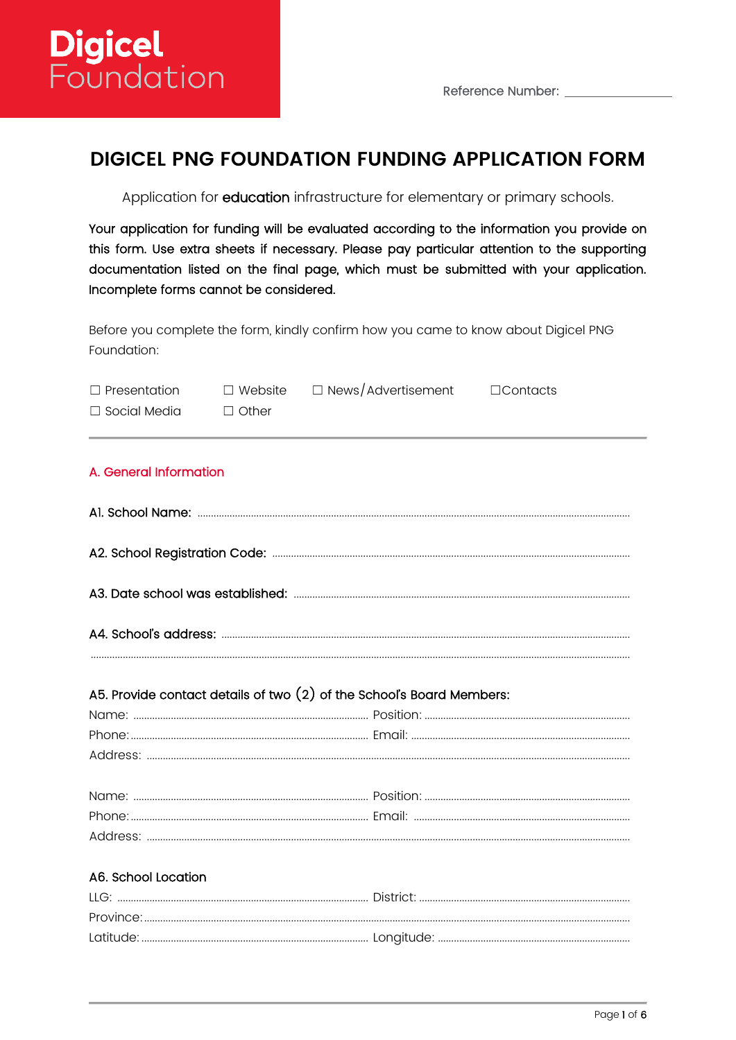**Digicel Foundation**

Reference Number: ________________

# DIGICEL PNG FOUNDATION FUNDING APPLICATION FORM

Application for **education** infrastructure for elementary or primary schools.

**Your application for funding will be evaluated according to the information you provide on this form. Use extra sheets if necessary. Please pay particular attention to the supporting documentation listed on the final page, which must be submitted with your application. Incomplete forms cannot be considered.**

Before you complete the form, kindly confirm how you came to know about Digicel PNG Foundation:

☐ Presentation ☐ Website ☐ News/Advertisement ☐Contacts
☐ Social Media ☐ Other

---

## A. General Information

**A1. School Name:** ..................................................................................

**A2. School Registration Code:** ..................................................................................

**A3. Date school was established:** ..................................................................................

**A4. School's address:** ..................................................................................
..................................................................................

**A5. Provide contact details of two (2) of the School's Board Members:**

Name: ........................................ Position: ........................................
Phone: ........................................ Email: ........................................
Address: ..................................................................................

Name: ........................................ Position: ........................................
Phone: ........................................ Email: ........................................
Address: ..................................................................................

**A6. School Location**

LLG: ........................................ District: ........................................
Province: ..................................................................................
Latitude: ........................................ Longitude: ........................................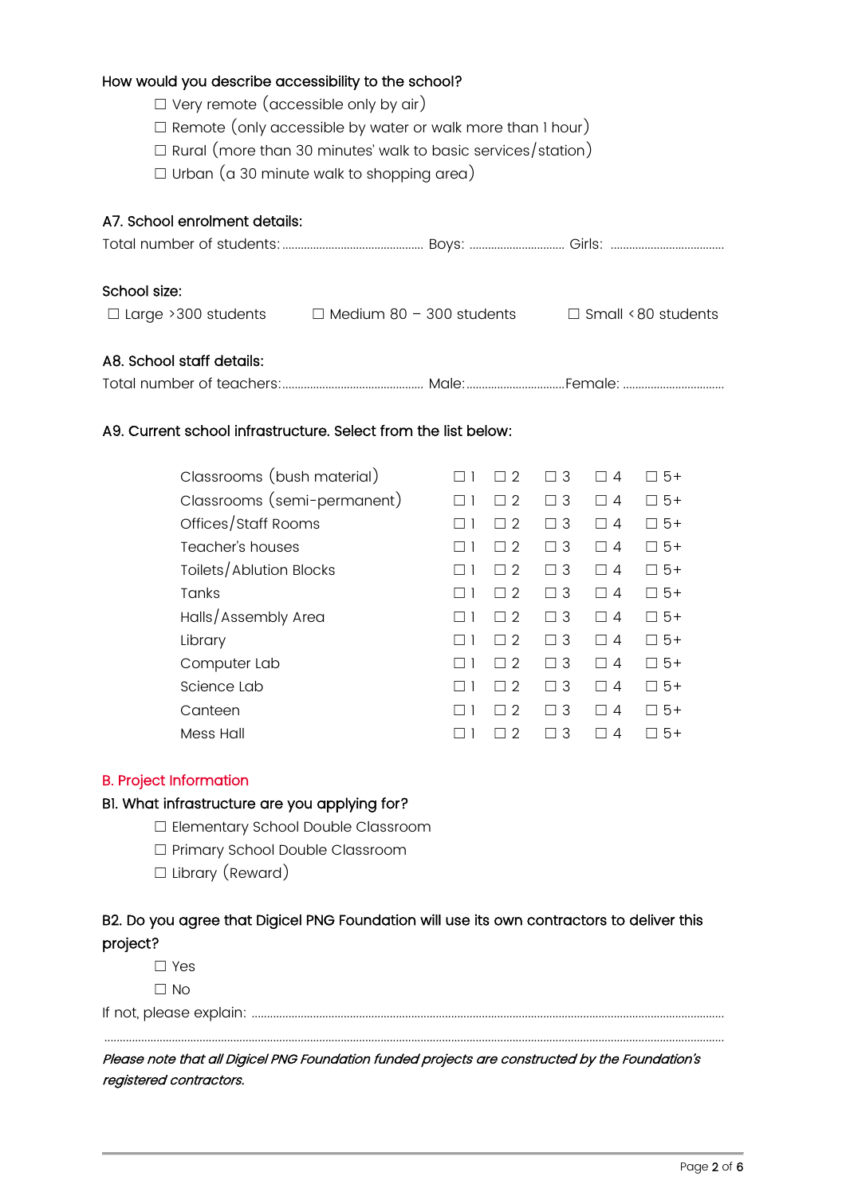How would you describe accessibility to the school?

- ☐ Very remote (accessible only by air)
- ☐ Remote (only accessible by water or walk more than 1 hour)
- ☐ Rural (more than 30 minutes' walk to basic services/station)
- ☐ Urban (a 30 minute walk to shopping area)

A7. School enrolment details:

Total number of students:.................................................. Boys: ................................. Girls: .......................................

School size:

☐ Large >300 students ☐ Medium 80 – 300 students ☐ Small <80 students

A8. School staff details:

Total number of teachers:.................................................. Male:.................................Female: ..................................

A9. Current school infrastructure. Select from the list below:

| | | | | | |
|---|---|---|---|---|---|
| Classrooms (bush material) | ☐ 1 | ☐ 2 | ☐ 3 | ☐ 4 | ☐ 5+ |
| Classrooms (semi-permanent) | ☐ 1 | ☐ 2 | ☐ 3 | ☐ 4 | ☐ 5+ |
| Offices/Staff Rooms | ☐ 1 | ☐ 2 | ☐ 3 | ☐ 4 | ☐ 5+ |
| Teacher's houses | ☐ 1 | ☐ 2 | ☐ 3 | ☐ 4 | ☐ 5+ |
| Toilets/Ablution Blocks | ☐ 1 | ☐ 2 | ☐ 3 | ☐ 4 | ☐ 5+ |
| Tanks | ☐ 1 | ☐ 2 | ☐ 3 | ☐ 4 | ☐ 5+ |
| Halls/Assembly Area | ☐ 1 | ☐ 2 | ☐ 3 | ☐ 4 | ☐ 5+ |
| Library | ☐ 1 | ☐ 2 | ☐ 3 | ☐ 4 | ☐ 5+ |
| Computer Lab | ☐ 1 | ☐ 2 | ☐ 3 | ☐ 4 | ☐ 5+ |
| Science Lab | ☐ 1 | ☐ 2 | ☐ 3 | ☐ 4 | ☐ 5+ |
| Canteen | ☐ 1 | ☐ 2 | ☐ 3 | ☐ 4 | ☐ 5+ |
| Mess Hall | ☐ 1 | ☐ 2 | ☐ 3 | ☐ 4 | ☐ 5+ |

## B. Project Information

B1. What infrastructure are you applying for?

- ☐ Elementary School Double Classroom
- ☐ Primary School Double Classroom
- ☐ Library (Reward)

B2. Do you agree that Digicel PNG Foundation will use its own contractors to deliver this project?

- ☐ Yes
- ☐ No

If not, please explain: ..........................................................................................................................................................

..........................................................................................................................................................................................

*Please note that all Digicel PNG Foundation funded projects are constructed by the Foundation's registered contractors.*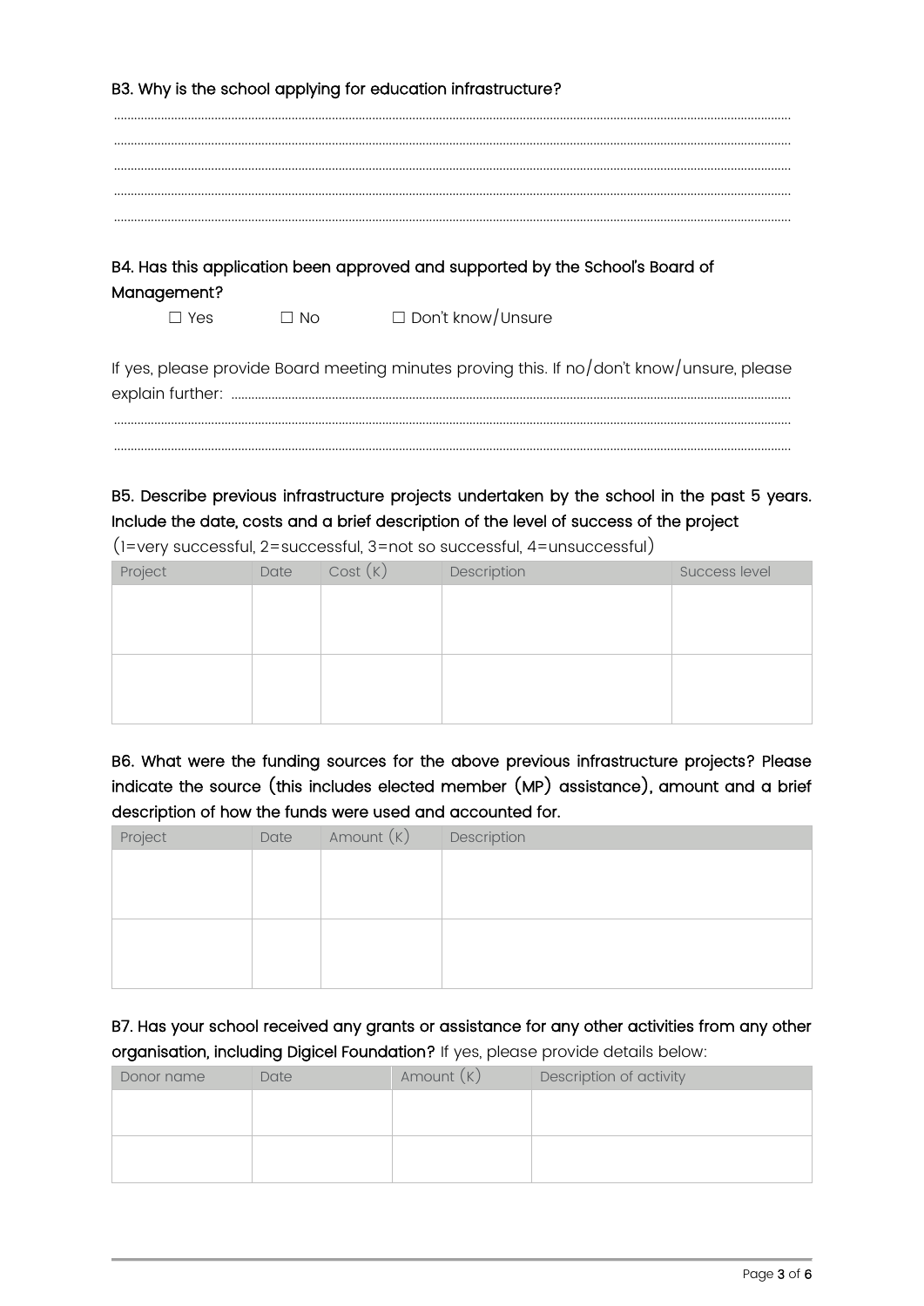**B3. Why is the school applying for education infrastructure?**

.....................................................................................................................................................................

.....................................................................................................................................................................

.....................................................................................................................................................................

.....................................................................................................................................................................

.....................................................................................................................................................................

**B4. Has this application been approved and supported by the School's Board of Management?**

☐ Yes ☐ No ☐ Don't know/Unsure

If yes, please provide Board meeting minutes proving this. If no/don't know/unsure, please explain further: ..........................................................................................................................................

.....................................................................................................................................................................

.....................................................................................................................................................................

**B5. Describe previous infrastructure projects undertaken by the school in the past 5 years. Include the date, costs and a brief description of the level of success of the project**

(1=very successful, 2=successful, 3=not so successful, 4=unsuccessful)

| Project | Date | Cost (K) | Description | Success level |
|---|---|---|---|---|
| | | | | |
| | | | | |

**B6. What were the funding sources for the above previous infrastructure projects? Please indicate the source (this includes elected member (MP) assistance), amount and a brief description of how the funds were used and accounted for.**

| Project | Date | Amount (K) | Description |
|---|---|---|---|
| | | | |
| | | | |

**B7. Has your school received any grants or assistance for any other activities from any other organisation, including Digicel Foundation?** If yes, please provide details below:

| Donor name | Date | Amount (K) | Description of activity |
|---|---|---|---|
| | | | |
| | | | |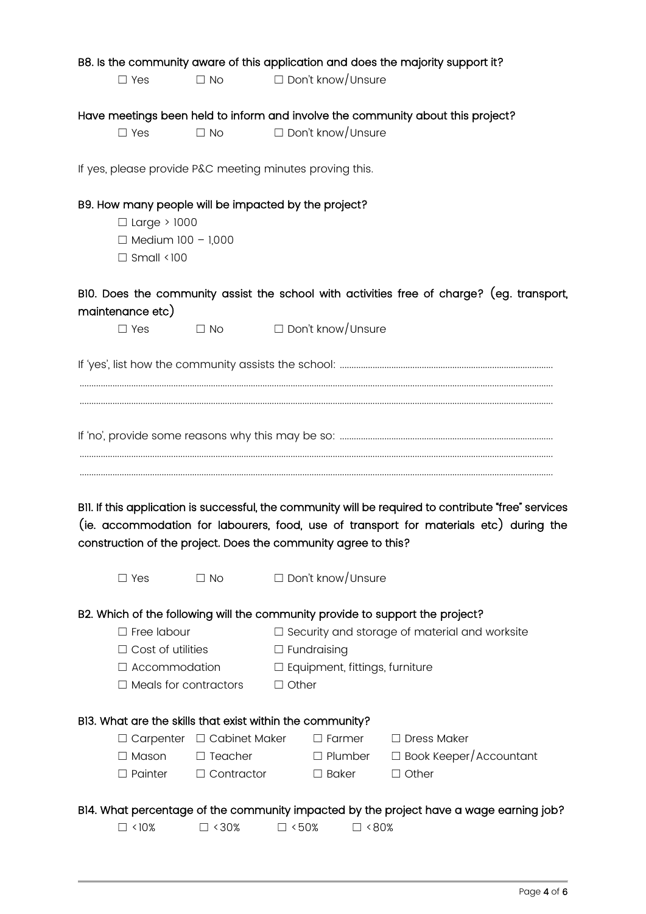**B8. Is the community aware of this application and does the majority support it?**

☐ Yes ☐ No ☐ Don't know/Unsure

**Have meetings been held to inform and involve the community about this project?**

☐ Yes ☐ No ☐ Don't know/Unsure

If yes, please provide P&C meeting minutes proving this.

**B9. How many people will be impacted by the project?**

☐ Large > 1000

☐ Medium 100 – 1,000

☐ Small <100

**B10. Does the community assist the school with activities free of charge? (eg. transport, maintenance etc)**

☐ Yes ☐ No ☐ Don't know/Unsure

If 'yes', list how the community assists the school: ..............................................................................................

..............................................................................................

..............................................................................................

If 'no', provide some reasons why this may be so: ..............................................................................................

..............................................................................................

..............................................................................................

**B11. If this application is successful, the community will be required to contribute "free" services (ie. accommodation for labourers, food, use of transport for materials etc) during the construction of the project. Does the community agree to this?**

☐ Yes ☐ No ☐ Don't know/Unsure

**B2. Which of the following will the community provide to support the project?**

☐ Free labour ☐ Security and storage of material and worksite

☐ Cost of utilities ☐ Fundraising

☐ Accommodation ☐ Equipment, fittings, furniture

☐ Meals for contractors ☐ Other

**B13. What are the skills that exist within the community?**

☐ Carpenter ☐ Cabinet Maker ☐ Farmer ☐ Dress Maker

☐ Mason ☐ Teacher ☐ Plumber ☐ Book Keeper/Accountant

☐ Painter ☐ Contractor ☐ Baker ☐ Other

**B14. What percentage of the community impacted by the project have a wage earning job?**

☐ <10% ☐ <30% ☐ <50% ☐ <80%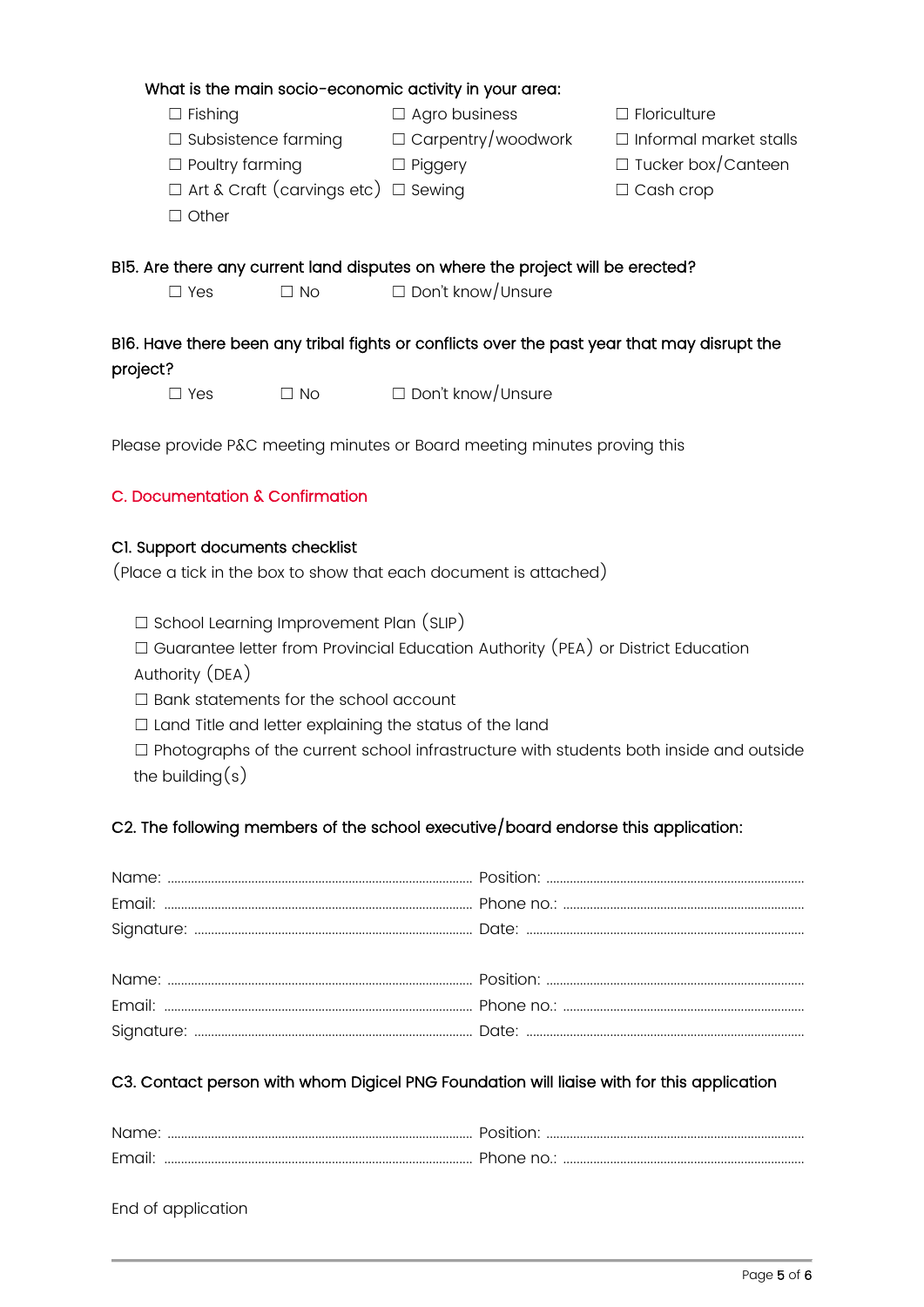What is the main socio-economic activity in your area:

☐ Fishing ☐ Agro business ☐ Floriculture
☐ Subsistence farming ☐ Carpentry/woodwork ☐ Informal market stalls
☐ Poultry farming ☐ Piggery ☐ Tucker box/Canteen
☐ Art & Craft (carvings etc) ☐ Sewing ☐ Cash crop
☐ Other

B15. Are there any current land disputes on where the project will be erected?

☐ Yes ☐ No ☐ Don't know/Unsure

B16. Have there been any tribal fights or conflicts over the past year that may disrupt the project?

☐ Yes ☐ No ☐ Don't know/Unsure

Please provide P&C meeting minutes or Board meeting minutes proving this

## C. Documentation & Confirmation

### C1. Support documents checklist

(Place a tick in the box to show that each document is attached)

☐ School Learning Improvement Plan (SLIP)
☐ Guarantee letter from Provincial Education Authority (PEA) or District Education Authority (DEA)
☐ Bank statements for the school account
☐ Land Title and letter explaining the status of the land
☐ Photographs of the current school infrastructure with students both inside and outside the building(s)

### C2. The following members of the school executive/board endorse this application:

Name: ........................................ Position: ........................................
Email: ........................................ Phone no.: ........................................
Signature: ........................................ Date: ........................................

Name: ........................................ Position: ........................................
Email: ........................................ Phone no.: ........................................
Signature: ........................................ Date: ........................................

### C3. Contact person with whom Digicel PNG Foundation will liaise with for this application

Name: ........................................ Position: ........................................
Email: ........................................ Phone no.: ........................................

End of application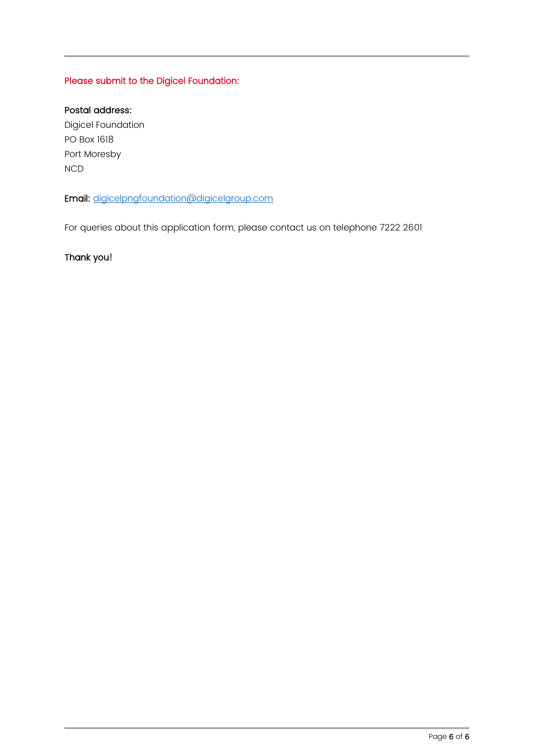Please submit to the Digicel Foundation:

**Postal address:**
Digicel Foundation
PO Box 1618
Port Moresby
NCD

**Email:** digicelpngfoundation@digicelgroup.com

For queries about this application form, please contact us on telephone 7222 2601

Thank you!